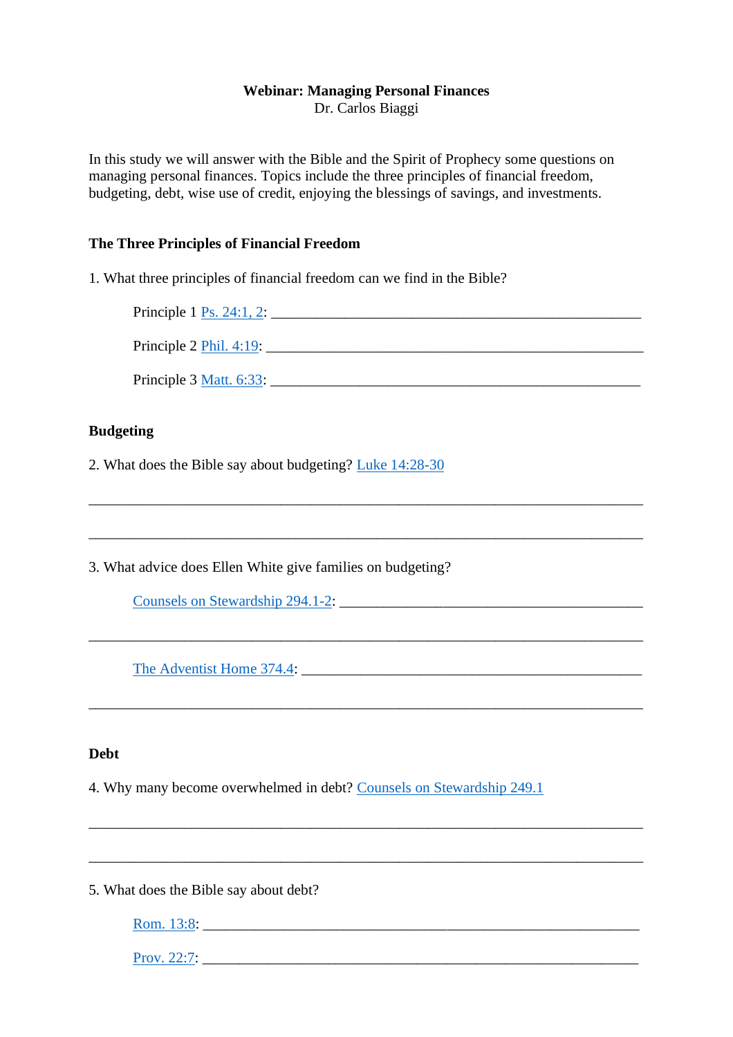**Webinar: Managing Personal Finances**
Dr. Carlos Biaggi

In this study we will answer with the Bible and the Spirit of Prophecy some questions on managing personal finances. Topics include the three principles of financial freedom, budgeting, debt, wise use of credit, enjoying the blessings of savings, and investments.

## The Three Principles of Financial Freedom

1. What three principles of financial freedom can we find in the Bible?

   Principle 1 Ps. 24:1, 2: ____________________________________________________

   Principle 2 Phil. 4:19: ____________________________________________________

   Principle 3 Matt. 6:33: ____________________________________________________

## Budgeting

2. What does the Bible say about budgeting? Luke 14:28-30

____________________________________________________________________________

____________________________________________________________________________

3. What advice does Ellen White give families on budgeting?

   Counsels on Stewardship 294.1-2: ________________________________________

____________________________________________________________________________

   The Adventist Home 374.4: ______________________________________________

____________________________________________________________________________

## Debt

4. Why many become overwhelmed in debt? Counsels on Stewardship 249.1

____________________________________________________________________________

____________________________________________________________________________

5. What does the Bible say about debt?

   Rom. 13:8: ____________________________________________________________

   Prov. 22:7: ____________________________________________________________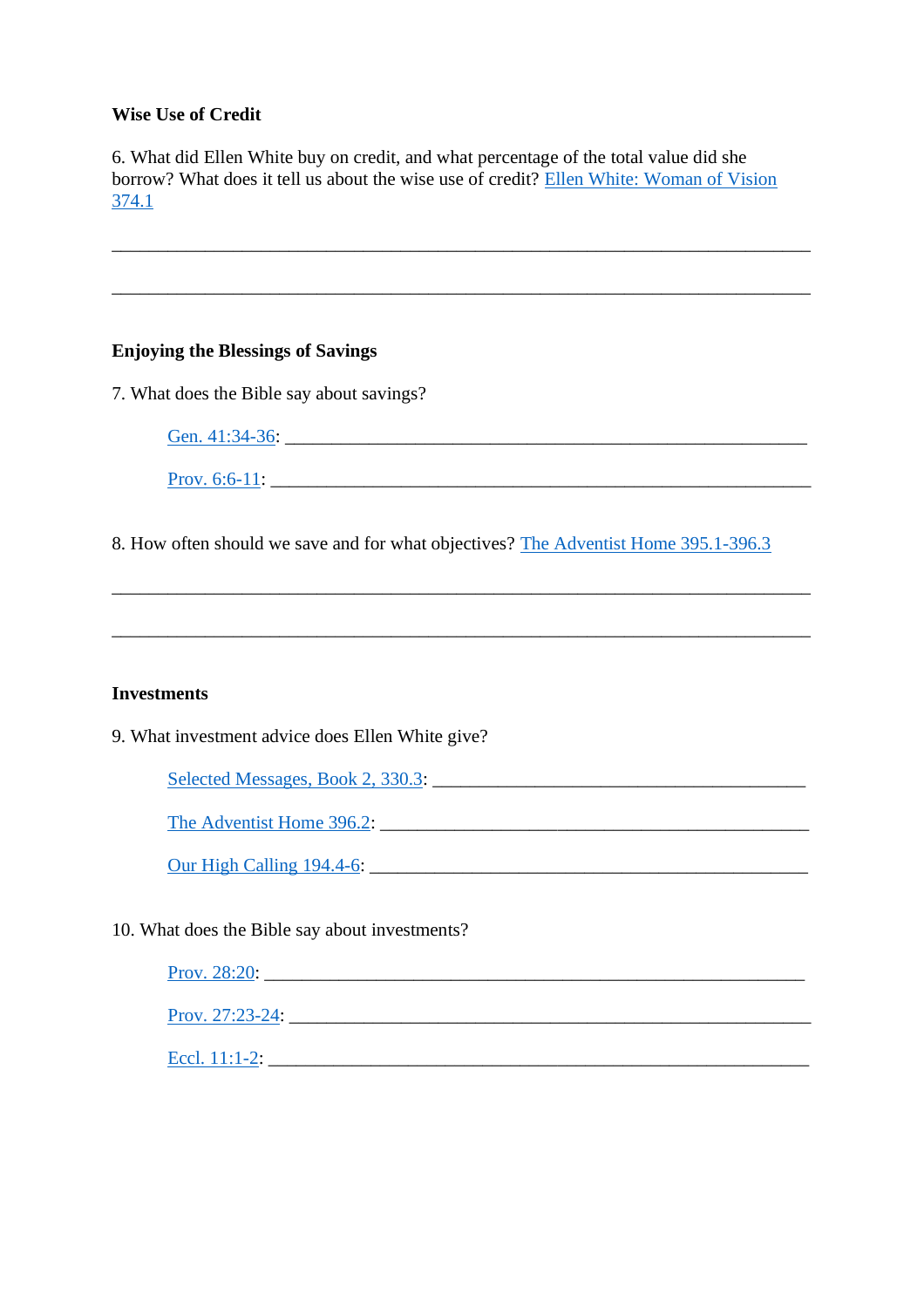**Wise Use of Credit**

6. What did Ellen White buy on credit, and what percentage of the total value did she borrow? What does it tell us about the wise use of credit? Ellen White: Woman of Vision 374.1

\_\_\_\_\_\_\_\_\_\_\_\_\_\_\_\_\_\_\_\_\_\_\_\_\_\_\_\_\_\_\_\_\_\_\_\_\_\_\_\_\_\_\_\_\_\_\_\_\_\_\_\_\_\_\_\_\_\_\_\_\_\_\_\_\_\_\_\_\_\_\_\_\_\_\_\_

\_\_\_\_\_\_\_\_\_\_\_\_\_\_\_\_\_\_\_\_\_\_\_\_\_\_\_\_\_\_\_\_\_\_\_\_\_\_\_\_\_\_\_\_\_\_\_\_\_\_\_\_\_\_\_\_\_\_\_\_\_\_\_\_\_\_\_\_\_\_\_\_\_\_\_\_

**Enjoying the Blessings of Savings**

7. What does the Bible say about savings?

Gen. 41:34-36: \_\_\_\_\_\_\_\_\_\_\_\_\_\_\_\_\_\_\_\_\_\_\_\_\_\_\_\_\_\_\_\_\_\_\_\_\_\_\_\_\_\_\_\_\_\_\_\_\_\_\_\_\_\_\_

Prov. 6:6-11: \_\_\_\_\_\_\_\_\_\_\_\_\_\_\_\_\_\_\_\_\_\_\_\_\_\_\_\_\_\_\_\_\_\_\_\_\_\_\_\_\_\_\_\_\_\_\_\_\_\_\_\_\_\_\_\_\_

8. How often should we save and for what objectives? The Adventist Home 395.1-396.3

\_\_\_\_\_\_\_\_\_\_\_\_\_\_\_\_\_\_\_\_\_\_\_\_\_\_\_\_\_\_\_\_\_\_\_\_\_\_\_\_\_\_\_\_\_\_\_\_\_\_\_\_\_\_\_\_\_\_\_\_\_\_\_\_\_\_\_\_\_\_\_\_\_\_\_\_

\_\_\_\_\_\_\_\_\_\_\_\_\_\_\_\_\_\_\_\_\_\_\_\_\_\_\_\_\_\_\_\_\_\_\_\_\_\_\_\_\_\_\_\_\_\_\_\_\_\_\_\_\_\_\_\_\_\_\_\_\_\_\_\_\_\_\_\_\_\_\_\_\_\_\_\_

**Investments**

9. What investment advice does Ellen White give?

Selected Messages, Book 2, 330.3: \_\_\_\_\_\_\_\_\_\_\_\_\_\_\_\_\_\_\_\_\_\_\_\_\_\_\_\_\_\_\_\_\_\_\_\_\_\_\_\_

The Adventist Home 396.2: \_\_\_\_\_\_\_\_\_\_\_\_\_\_\_\_\_\_\_\_\_\_\_\_\_\_\_\_\_\_\_\_\_\_\_\_\_\_\_\_\_\_\_\_\_\_

Our High Calling 194.4-6: \_\_\_\_\_\_\_\_\_\_\_\_\_\_\_\_\_\_\_\_\_\_\_\_\_\_\_\_\_\_\_\_\_\_\_\_\_\_\_\_\_\_\_\_\_\_\_

10. What does the Bible say about investments?

Prov. 28:20: \_\_\_\_\_\_\_\_\_\_\_\_\_\_\_\_\_\_\_\_\_\_\_\_\_\_\_\_\_\_\_\_\_\_\_\_\_\_\_\_\_\_\_\_\_\_\_\_\_\_\_\_\_\_\_\_\_

Prov. 27:23-24: \_\_\_\_\_\_\_\_\_\_\_\_\_\_\_\_\_\_\_\_\_\_\_\_\_\_\_\_\_\_\_\_\_\_\_\_\_\_\_\_\_\_\_\_\_\_\_\_\_\_\_\_\_\_

Eccl. 11:1-2: \_\_\_\_\_\_\_\_\_\_\_\_\_\_\_\_\_\_\_\_\_\_\_\_\_\_\_\_\_\_\_\_\_\_\_\_\_\_\_\_\_\_\_\_\_\_\_\_\_\_\_\_\_\_\_\_\_\_